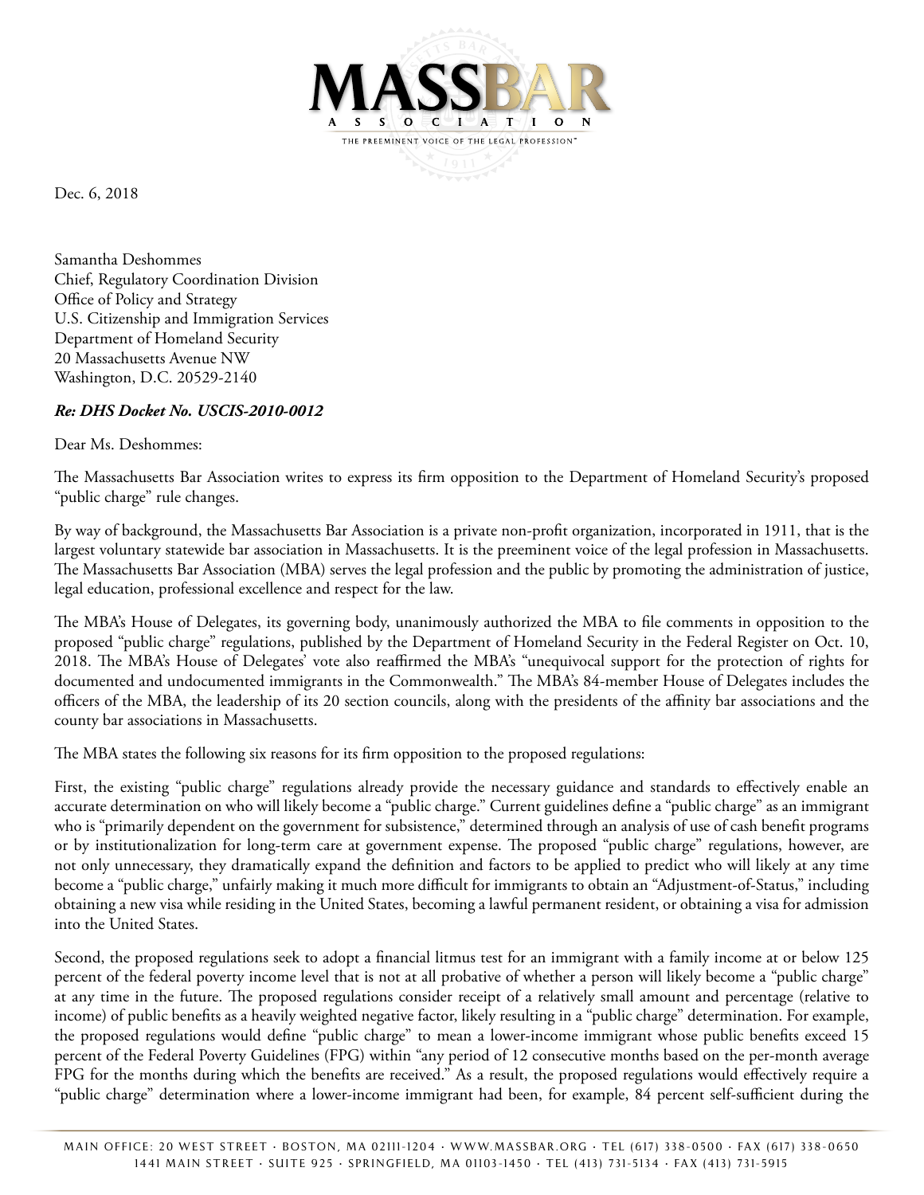# MASSBAR ASSOCIATION

THE PREEMINENT VOICE OF THE LEGAL PROFESSION™

Dec. 6, 2018

Samantha Deshommes
Chief, Regulatory Coordination Division
Office of Policy and Strategy
U.S. Citizenship and Immigration Services
Department of Homeland Security
20 Massachusetts Avenue NW
Washington, D.C. 20529-2140

***Re: DHS Docket No. USCIS-2010-0012***

Dear Ms. Deshommes:

The Massachusetts Bar Association writes to express its firm opposition to the Department of Homeland Security's proposed "public charge" rule changes.

By way of background, the Massachusetts Bar Association is a private non-profit organization, incorporated in 1911, that is the largest voluntary statewide bar association in Massachusetts. It is the preeminent voice of the legal profession in Massachusetts. The Massachusetts Bar Association (MBA) serves the legal profession and the public by promoting the administration of justice, legal education, professional excellence and respect for the law.

The MBA's House of Delegates, its governing body, unanimously authorized the MBA to file comments in opposition to the proposed "public charge" regulations, published by the Department of Homeland Security in the Federal Register on Oct. 10, 2018. The MBA's House of Delegates' vote also reaffirmed the MBA's "unequivocal support for the protection of rights for documented and undocumented immigrants in the Commonwealth." The MBA's 84-member House of Delegates includes the officers of the MBA, the leadership of its 20 section councils, along with the presidents of the affinity bar associations and the county bar associations in Massachusetts.

The MBA states the following six reasons for its firm opposition to the proposed regulations:

First, the existing "public charge" regulations already provide the necessary guidance and standards to effectively enable an accurate determination on who will likely become a "public charge." Current guidelines define a "public charge" as an immigrant who is "primarily dependent on the government for subsistence," determined through an analysis of use of cash benefit programs or by institutionalization for long-term care at government expense. The proposed "public charge" regulations, however, are not only unnecessary, they dramatically expand the definition and factors to be applied to predict who will likely at any time become a "public charge," unfairly making it much more difficult for immigrants to obtain an "Adjustment-of-Status," including obtaining a new visa while residing in the United States, becoming a lawful permanent resident, or obtaining a visa for admission into the United States.

Second, the proposed regulations seek to adopt a financial litmus test for an immigrant with a family income at or below 125 percent of the federal poverty income level that is not at all probative of whether a person will likely become a "public charge" at any time in the future. The proposed regulations consider receipt of a relatively small amount and percentage (relative to income) of public benefits as a heavily weighted negative factor, likely resulting in a "public charge" determination. For example, the proposed regulations would define "public charge" to mean a lower-income immigrant whose public benefits exceed 15 percent of the Federal Poverty Guidelines (FPG) within "any period of 12 consecutive months based on the per-month average FPG for the months during which the benefits are received." As a result, the proposed regulations would effectively require a "public charge" determination where a lower-income immigrant had been, for example, 84 percent self-sufficient during the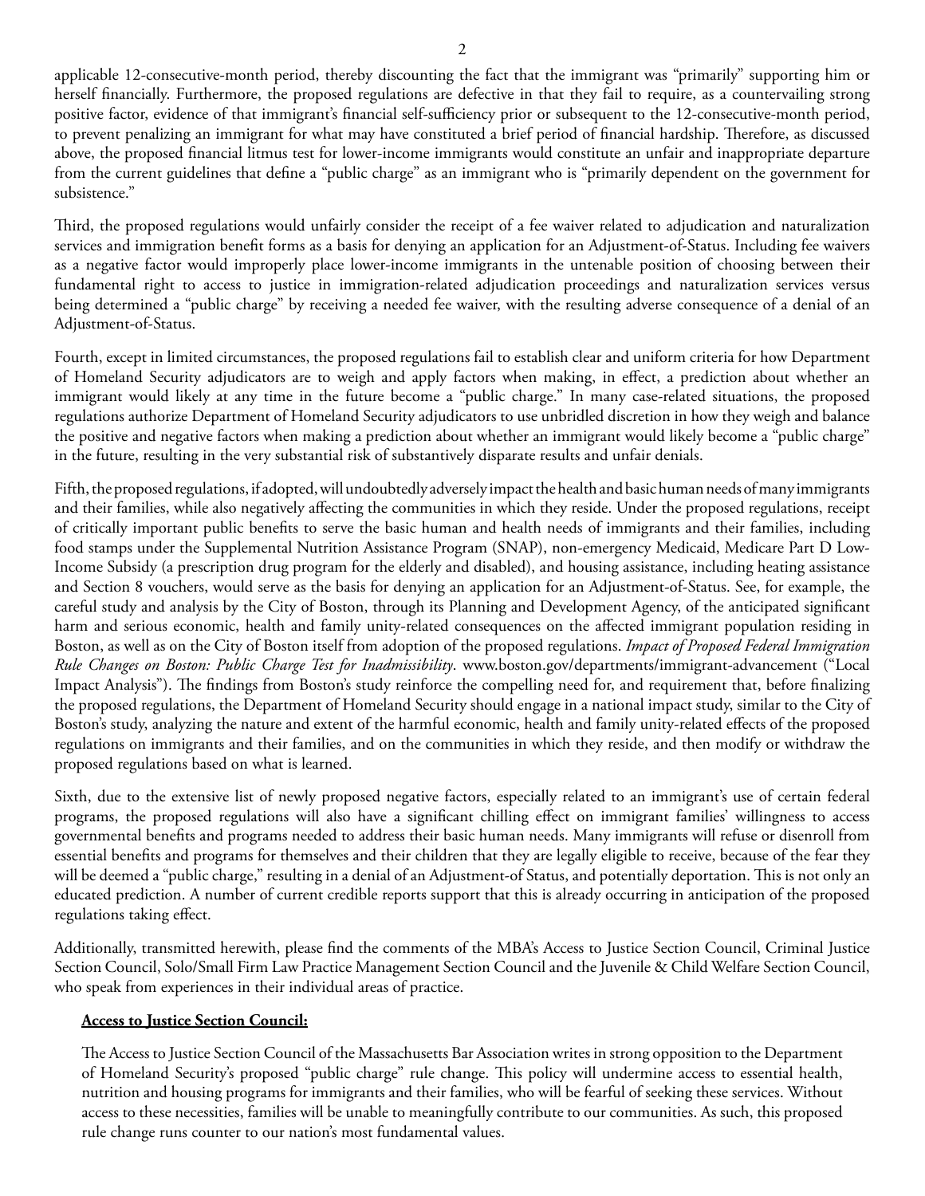applicable 12-consecutive-month period, thereby discounting the fact that the immigrant was "primarily" supporting him or herself financially. Furthermore, the proposed regulations are defective in that they fail to require, as a countervailing strong positive factor, evidence of that immigrant's financial self-sufficiency prior or subsequent to the 12-consecutive-month period, to prevent penalizing an immigrant for what may have constituted a brief period of financial hardship. Therefore, as discussed above, the proposed financial litmus test for lower-income immigrants would constitute an unfair and inappropriate departure from the current guidelines that define a "public charge" as an immigrant who is "primarily dependent on the government for subsistence."

Third, the proposed regulations would unfairly consider the receipt of a fee waiver related to adjudication and naturalization services and immigration benefit forms as a basis for denying an application for an Adjustment-of-Status. Including fee waivers as a negative factor would improperly place lower-income immigrants in the untenable position of choosing between their fundamental right to access to justice in immigration-related adjudication proceedings and naturalization services versus being determined a "public charge" by receiving a needed fee waiver, with the resulting adverse consequence of a denial of an Adjustment-of-Status.

Fourth, except in limited circumstances, the proposed regulations fail to establish clear and uniform criteria for how Department of Homeland Security adjudicators are to weigh and apply factors when making, in effect, a prediction about whether an immigrant would likely at any time in the future become a "public charge." In many case-related situations, the proposed regulations authorize Department of Homeland Security adjudicators to use unbridled discretion in how they weigh and balance the positive and negative factors when making a prediction about whether an immigrant would likely become a "public charge" in the future, resulting in the very substantial risk of substantively disparate results and unfair denials.

Fifth, the proposed regulations, if adopted, will undoubtedly adversely impact the health and basic human needs of many immigrants and their families, while also negatively affecting the communities in which they reside. Under the proposed regulations, receipt of critically important public benefits to serve the basic human and health needs of immigrants and their families, including food stamps under the Supplemental Nutrition Assistance Program (SNAP), non-emergency Medicaid, Medicare Part D Low-Income Subsidy (a prescription drug program for the elderly and disabled), and housing assistance, including heating assistance and Section 8 vouchers, would serve as the basis for denying an application for an Adjustment-of-Status. See, for example, the careful study and analysis by the City of Boston, through its Planning and Development Agency, of the anticipated significant harm and serious economic, health and family unity-related consequences on the affected immigrant population residing in Boston, as well as on the City of Boston itself from adoption of the proposed regulations. *Impact of Proposed Federal Immigration Rule Changes on Boston: Public Charge Test for Inadmissibility*. www.boston.gov/departments/immigrant-advancement ("Local Impact Analysis"). The findings from Boston's study reinforce the compelling need for, and requirement that, before finalizing the proposed regulations, the Department of Homeland Security should engage in a national impact study, similar to the City of Boston's study, analyzing the nature and extent of the harmful economic, health and family unity-related effects of the proposed regulations on immigrants and their families, and on the communities in which they reside, and then modify or withdraw the proposed regulations based on what is learned.

Sixth, due to the extensive list of newly proposed negative factors, especially related to an immigrant's use of certain federal programs, the proposed regulations will also have a significant chilling effect on immigrant families' willingness to access governmental benefits and programs needed to address their basic human needs. Many immigrants will refuse or disenroll from essential benefits and programs for themselves and their children that they are legally eligible to receive, because of the fear they will be deemed a "public charge," resulting in a denial of an Adjustment-of Status, and potentially deportation. This is not only an educated prediction. A number of current credible reports support that this is already occurring in anticipation of the proposed regulations taking effect.

Additionally, transmitted herewith, please find the comments of the MBA's Access to Justice Section Council, Criminal Justice Section Council, Solo/Small Firm Law Practice Management Section Council and the Juvenile & Child Welfare Section Council, who speak from experiences in their individual areas of practice.

**Access to Justice Section Council:**

The Access to Justice Section Council of the Massachusetts Bar Association writes in strong opposition to the Department of Homeland Security's proposed "public charge" rule change. This policy will undermine access to essential health, nutrition and housing programs for immigrants and their families, who will be fearful of seeking these services. Without access to these necessities, families will be unable to meaningfully contribute to our communities. As such, this proposed rule change runs counter to our nation's most fundamental values.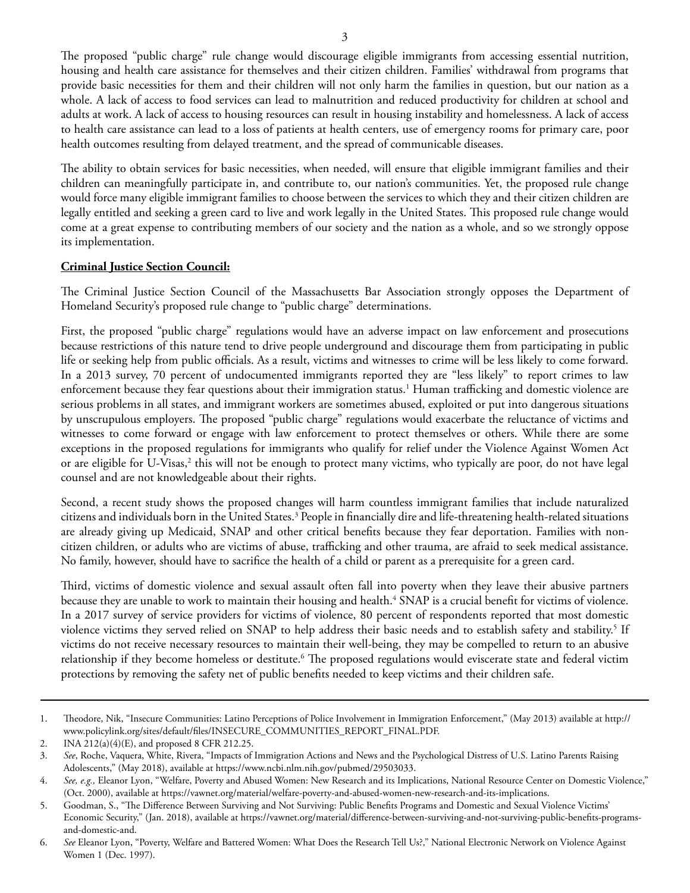The proposed "public charge" rule change would discourage eligible immigrants from accessing essential nutrition, housing and health care assistance for themselves and their citizen children. Families' withdrawal from programs that provide basic necessities for them and their children will not only harm the families in question, but our nation as a whole. A lack of access to food services can lead to malnutrition and reduced productivity for children at school and adults at work. A lack of access to housing resources can result in housing instability and homelessness. A lack of access to health care assistance can lead to a loss of patients at health centers, use of emergency rooms for primary care, poor health outcomes resulting from delayed treatment, and the spread of communicable diseases.

The ability to obtain services for basic necessities, when needed, will ensure that eligible immigrant families and their children can meaningfully participate in, and contribute to, our nation's communities. Yet, the proposed rule change would force many eligible immigrant families to choose between the services to which they and their citizen children are legally entitled and seeking a green card to live and work legally in the United States. This proposed rule change would come at a great expense to contributing members of our society and the nation as a whole, and so we strongly oppose its implementation.

**Criminal Justice Section Council:**

The Criminal Justice Section Council of the Massachusetts Bar Association strongly opposes the Department of Homeland Security's proposed rule change to "public charge" determinations.

First, the proposed "public charge" regulations would have an adverse impact on law enforcement and prosecutions because restrictions of this nature tend to drive people underground and discourage them from participating in public life or seeking help from public officials. As a result, victims and witnesses to crime will be less likely to come forward. In a 2013 survey, 70 percent of undocumented immigrants reported they are "less likely" to report crimes to law enforcement because they fear questions about their immigration status.[1] Human trafficking and domestic violence are serious problems in all states, and immigrant workers are sometimes abused, exploited or put into dangerous situations by unscrupulous employers. The proposed "public charge" regulations would exacerbate the reluctance of victims and witnesses to come forward or engage with law enforcement to protect themselves or others. While there are some exceptions in the proposed regulations for immigrants who qualify for relief under the Violence Against Women Act or are eligible for U-Visas,[2] this will not be enough to protect many victims, who typically are poor, do not have legal counsel and are not knowledgeable about their rights.

Second, a recent study shows the proposed changes will harm countless immigrant families that include naturalized citizens and individuals born in the United States.[3] People in financially dire and life-threatening health-related situations are already giving up Medicaid, SNAP and other critical benefits because they fear deportation. Families with non-citizen children, or adults who are victims of abuse, trafficking and other trauma, are afraid to seek medical assistance. No family, however, should have to sacrifice the health of a child or parent as a prerequisite for a green card.

Third, victims of domestic violence and sexual assault often fall into poverty when they leave their abusive partners because they are unable to work to maintain their housing and health.[4] SNAP is a crucial benefit for victims of violence. In a 2017 survey of service providers for victims of violence, 80 percent of respondents reported that most domestic violence victims they served relied on SNAP to help address their basic needs and to establish safety and stability.[5] If victims do not receive necessary resources to maintain their well-being, they may be compelled to return to an abusive relationship if they become homeless or destitute.[6] The proposed regulations would eviscerate state and federal victim protections by removing the safety net of public benefits needed to keep victims and their children safe.

---

1. Theodore, Nik, "Insecure Communities: Latino Perceptions of Police Involvement in Immigration Enforcement," (May 2013) available at http://www.policylink.org/sites/default/files/INSECURE_COMMUNITIES_REPORT_FINAL.PDF.
2. INA 212(a)(4)(E), and proposed 8 CFR 212.25.
3. *See*, Roche, Vaquera, White, Rivera, "Impacts of Immigration Actions and News and the Psychological Distress of U.S. Latino Parents Raising Adolescents," (May 2018), available at https://www.ncbi.nlm.nih.gov/pubmed/29503033.
4. *See, e.g.,* Eleanor Lyon, "Welfare, Poverty and Abused Women: New Research and its Implications, National Resource Center on Domestic Violence," (Oct. 2000), available at https://vawnet.org/material/welfare-poverty-and-abused-women-new-research-and-its-implications.
5. Goodman, S., "The Difference Between Surviving and Not Surviving: Public Benefits Programs and Domestic and Sexual Violence Victims' Economic Security," (Jan. 2018), available at https://vawnet.org/material/difference-between-surviving-and-not-surviving-public-benefits-programs-and-domestic-and.
6. *See* Eleanor Lyon, "Poverty, Welfare and Battered Women: What Does the Research Tell Us?," National Electronic Network on Violence Against Women 1 (Dec. 1997).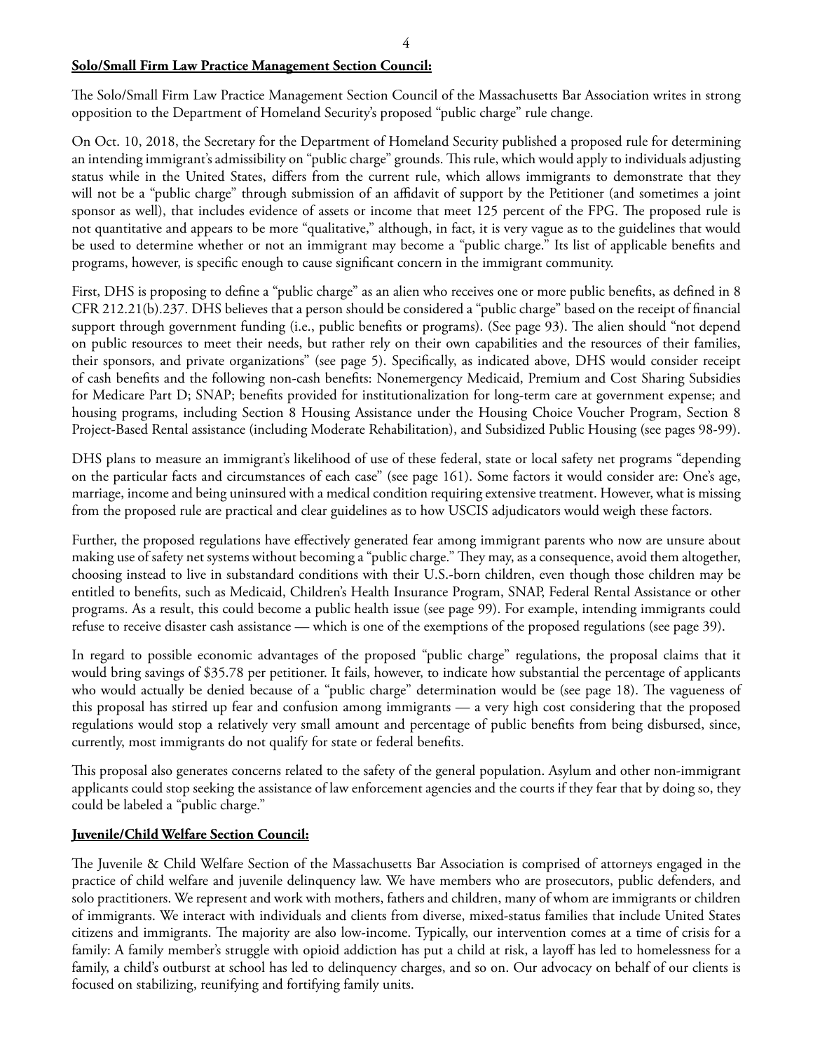**Solo/Small Firm Law Practice Management Section Council:**

The Solo/Small Firm Law Practice Management Section Council of the Massachusetts Bar Association writes in strong opposition to the Department of Homeland Security's proposed "public charge" rule change.

On Oct. 10, 2018, the Secretary for the Department of Homeland Security published a proposed rule for determining an intending immigrant's admissibility on "public charge" grounds. This rule, which would apply to individuals adjusting status while in the United States, differs from the current rule, which allows immigrants to demonstrate that they will not be a "public charge" through submission of an affidavit of support by the Petitioner (and sometimes a joint sponsor as well), that includes evidence of assets or income that meet 125 percent of the FPG. The proposed rule is not quantitative and appears to be more "qualitative," although, in fact, it is very vague as to the guidelines that would be used to determine whether or not an immigrant may become a "public charge." Its list of applicable benefits and programs, however, is specific enough to cause significant concern in the immigrant community.

First, DHS is proposing to define a "public charge" as an alien who receives one or more public benefits, as defined in 8 CFR 212.21(b).237. DHS believes that a person should be considered a "public charge" based on the receipt of financial support through government funding (i.e., public benefits or programs). (See page 93). The alien should "not depend on public resources to meet their needs, but rather rely on their own capabilities and the resources of their families, their sponsors, and private organizations" (see page 5). Specifically, as indicated above, DHS would consider receipt of cash benefits and the following non-cash benefits: Nonemergency Medicaid, Premium and Cost Sharing Subsidies for Medicare Part D; SNAP; benefits provided for institutionalization for long-term care at government expense; and housing programs, including Section 8 Housing Assistance under the Housing Choice Voucher Program, Section 8 Project-Based Rental assistance (including Moderate Rehabilitation), and Subsidized Public Housing (see pages 98-99).

DHS plans to measure an immigrant's likelihood of use of these federal, state or local safety net programs "depending on the particular facts and circumstances of each case" (see page 161). Some factors it would consider are: One's age, marriage, income and being uninsured with a medical condition requiring extensive treatment. However, what is missing from the proposed rule are practical and clear guidelines as to how USCIS adjudicators would weigh these factors.

Further, the proposed regulations have effectively generated fear among immigrant parents who now are unsure about making use of safety net systems without becoming a "public charge." They may, as a consequence, avoid them altogether, choosing instead to live in substandard conditions with their U.S.-born children, even though those children may be entitled to benefits, such as Medicaid, Children's Health Insurance Program, SNAP, Federal Rental Assistance or other programs. As a result, this could become a public health issue (see page 99). For example, intending immigrants could refuse to receive disaster cash assistance — which is one of the exemptions of the proposed regulations (see page 39).

In regard to possible economic advantages of the proposed "public charge" regulations, the proposal claims that it would bring savings of $35.78 per petitioner. It fails, however, to indicate how substantial the percentage of applicants who would actually be denied because of a "public charge" determination would be (see page 18). The vagueness of this proposal has stirred up fear and confusion among immigrants — a very high cost considering that the proposed regulations would stop a relatively very small amount and percentage of public benefits from being disbursed, since, currently, most immigrants do not qualify for state or federal benefits.

This proposal also generates concerns related to the safety of the general population. Asylum and other non-immigrant applicants could stop seeking the assistance of law enforcement agencies and the courts if they fear that by doing so, they could be labeled a "public charge."

**Juvenile/Child Welfare Section Council:**

The Juvenile & Child Welfare Section of the Massachusetts Bar Association is comprised of attorneys engaged in the practice of child welfare and juvenile delinquency law. We have members who are prosecutors, public defenders, and solo practitioners. We represent and work with mothers, fathers and children, many of whom are immigrants or children of immigrants. We interact with individuals and clients from diverse, mixed-status families that include United States citizens and immigrants. The majority are also low-income. Typically, our intervention comes at a time of crisis for a family: A family member's struggle with opioid addiction has put a child at risk, a layoff has led to homelessness for a family, a child's outburst at school has led to delinquency charges, and so on. Our advocacy on behalf of our clients is focused on stabilizing, reunifying and fortifying family units.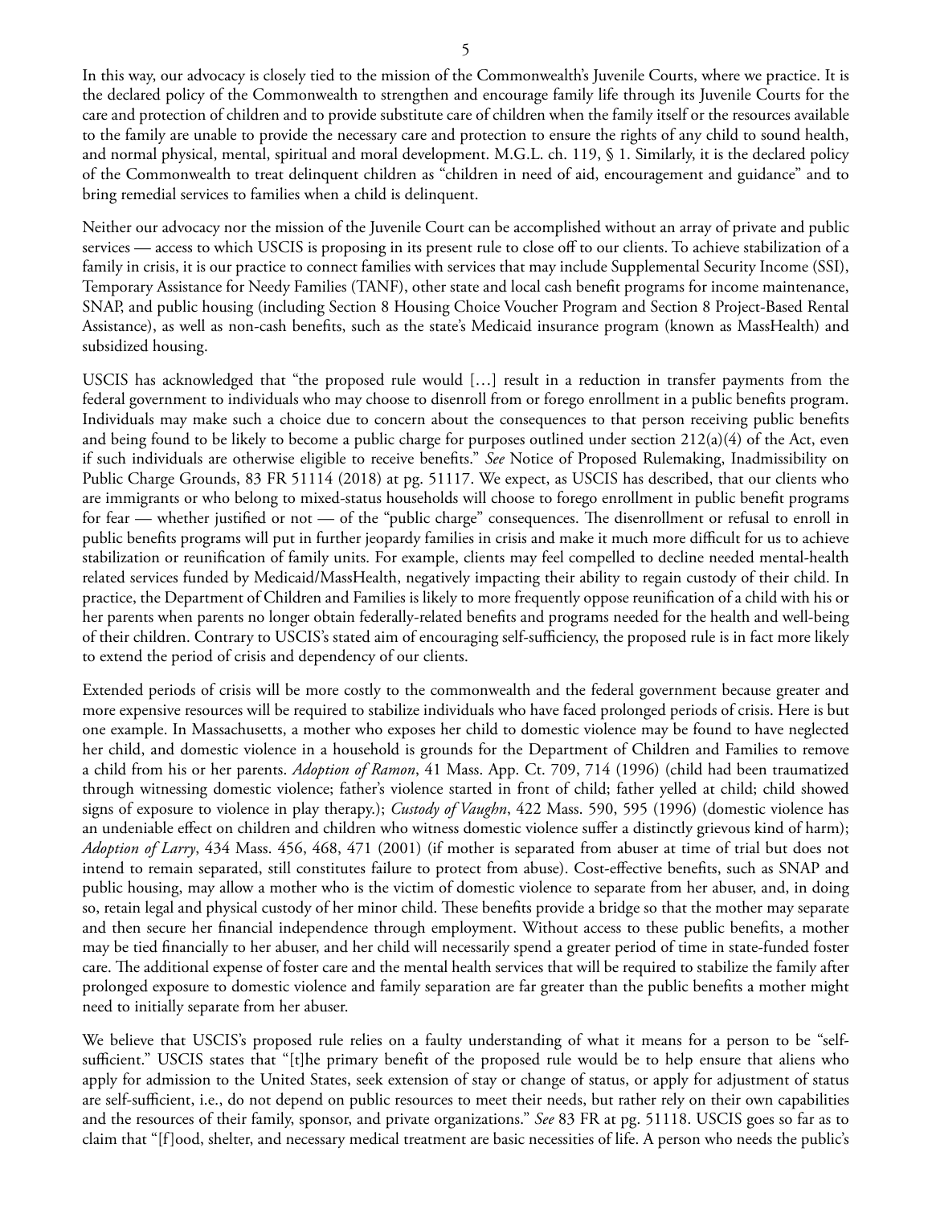In this way, our advocacy is closely tied to the mission of the Commonwealth's Juvenile Courts, where we practice. It is the declared policy of the Commonwealth to strengthen and encourage family life through its Juvenile Courts for the care and protection of children and to provide substitute care of children when the family itself or the resources available to the family are unable to provide the necessary care and protection to ensure the rights of any child to sound health, and normal physical, mental, spiritual and moral development. M.G.L. ch. 119, § 1. Similarly, it is the declared policy of the Commonwealth to treat delinquent children as "children in need of aid, encouragement and guidance" and to bring remedial services to families when a child is delinquent.

Neither our advocacy nor the mission of the Juvenile Court can be accomplished without an array of private and public services — access to which USCIS is proposing in its present rule to close off to our clients. To achieve stabilization of a family in crisis, it is our practice to connect families with services that may include Supplemental Security Income (SSI), Temporary Assistance for Needy Families (TANF), other state and local cash benefit programs for income maintenance, SNAP, and public housing (including Section 8 Housing Choice Voucher Program and Section 8 Project-Based Rental Assistance), as well as non-cash benefits, such as the state's Medicaid insurance program (known as MassHealth) and subsidized housing.

USCIS has acknowledged that "the proposed rule would […] result in a reduction in transfer payments from the federal government to individuals who may choose to disenroll from or forego enrollment in a public benefits program. Individuals may make such a choice due to concern about the consequences to that person receiving public benefits and being found to be likely to become a public charge for purposes outlined under section 212(a)(4) of the Act, even if such individuals are otherwise eligible to receive benefits." *See* Notice of Proposed Rulemaking, Inadmissibility on Public Charge Grounds, 83 FR 51114 (2018) at pg. 51117. We expect, as USCIS has described, that our clients who are immigrants or who belong to mixed-status households will choose to forego enrollment in public benefit programs for fear — whether justified or not — of the "public charge" consequences. The disenrollment or refusal to enroll in public benefits programs will put in further jeopardy families in crisis and make it much more difficult for us to achieve stabilization or reunification of family units. For example, clients may feel compelled to decline needed mental-health related services funded by Medicaid/MassHealth, negatively impacting their ability to regain custody of their child. In practice, the Department of Children and Families is likely to more frequently oppose reunification of a child with his or her parents when parents no longer obtain federally-related benefits and programs needed for the health and well-being of their children. Contrary to USCIS's stated aim of encouraging self-sufficiency, the proposed rule is in fact more likely to extend the period of crisis and dependency of our clients.

Extended periods of crisis will be more costly to the commonwealth and the federal government because greater and more expensive resources will be required to stabilize individuals who have faced prolonged periods of crisis. Here is but one example. In Massachusetts, a mother who exposes her child to domestic violence may be found to have neglected her child, and domestic violence in a household is grounds for the Department of Children and Families to remove a child from his or her parents. *Adoption of Ramon*, 41 Mass. App. Ct. 709, 714 (1996) (child had been traumatized through witnessing domestic violence; father's violence started in front of child; father yelled at child; child showed signs of exposure to violence in play therapy.); *Custody of Vaughn*, 422 Mass. 590, 595 (1996) (domestic violence has an undeniable effect on children and children who witness domestic violence suffer a distinctly grievous kind of harm); *Adoption of Larry*, 434 Mass. 456, 468, 471 (2001) (if mother is separated from abuser at time of trial but does not intend to remain separated, still constitutes failure to protect from abuse). Cost-effective benefits, such as SNAP and public housing, may allow a mother who is the victim of domestic violence to separate from her abuser, and, in doing so, retain legal and physical custody of her minor child. These benefits provide a bridge so that the mother may separate and then secure her financial independence through employment. Without access to these public benefits, a mother may be tied financially to her abuser, and her child will necessarily spend a greater period of time in state-funded foster care. The additional expense of foster care and the mental health services that will be required to stabilize the family after prolonged exposure to domestic violence and family separation are far greater than the public benefits a mother might need to initially separate from her abuser.

We believe that USCIS's proposed rule relies on a faulty understanding of what it means for a person to be "self-sufficient." USCIS states that "[t]he primary benefit of the proposed rule would be to help ensure that aliens who apply for admission to the United States, seek extension of stay or change of status, or apply for adjustment of status are self-sufficient, i.e., do not depend on public resources to meet their needs, but rather rely on their own capabilities and the resources of their family, sponsor, and private organizations." *See* 83 FR at pg. 51118. USCIS goes so far as to claim that "[f]ood, shelter, and necessary medical treatment are basic necessities of life. A person who needs the public's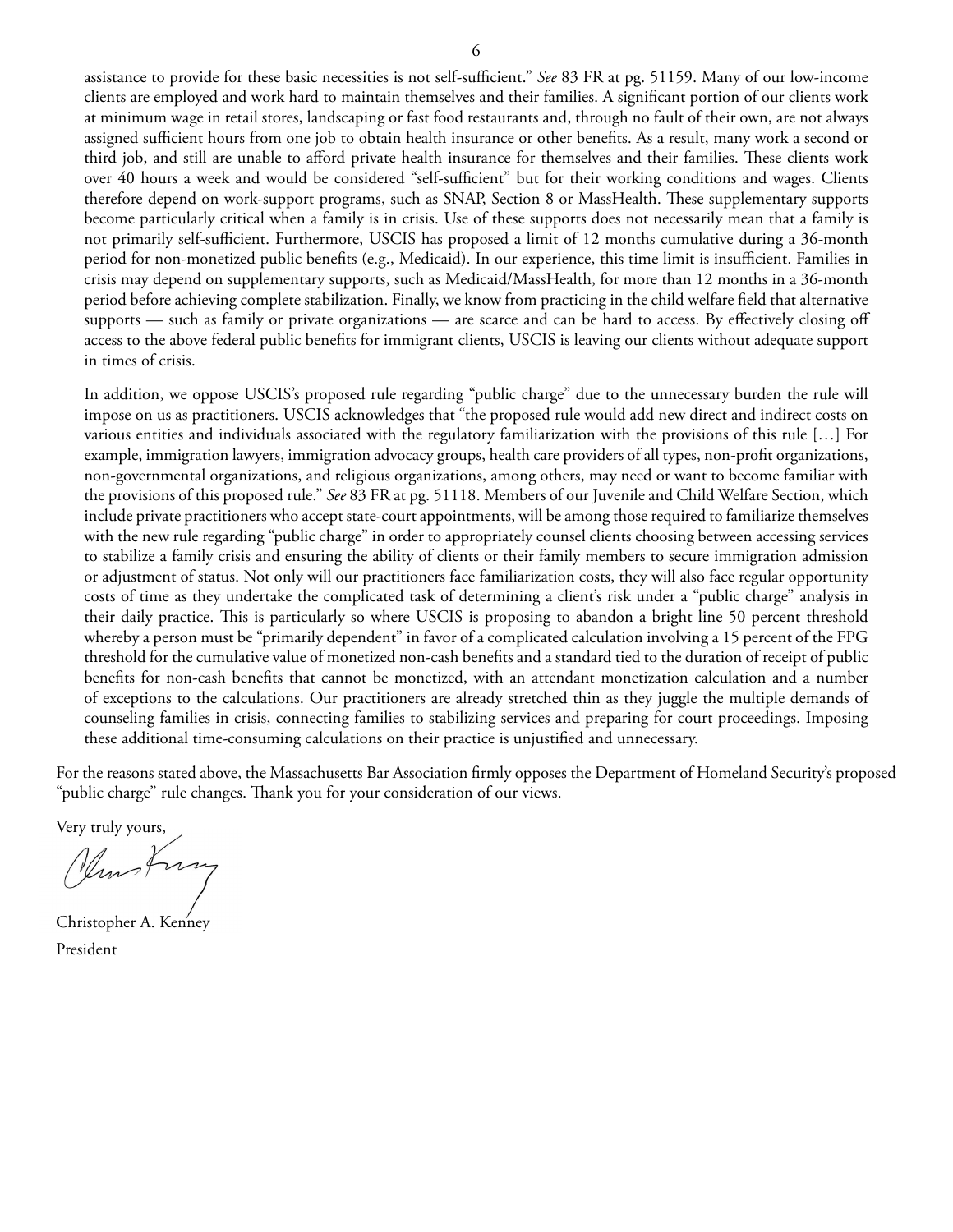assistance to provide for these basic necessities is not self-sufficient." *See* 83 FR at pg. 51159. Many of our low-income clients are employed and work hard to maintain themselves and their families. A significant portion of our clients work at minimum wage in retail stores, landscaping or fast food restaurants and, through no fault of their own, are not always assigned sufficient hours from one job to obtain health insurance or other benefits. As a result, many work a second or third job, and still are unable to afford private health insurance for themselves and their families. These clients work over 40 hours a week and would be considered "self-sufficient" but for their working conditions and wages. Clients therefore depend on work-support programs, such as SNAP, Section 8 or MassHealth. These supplementary supports become particularly critical when a family is in crisis. Use of these supports does not necessarily mean that a family is not primarily self-sufficient. Furthermore, USCIS has proposed a limit of 12 months cumulative during a 36-month period for non-monetized public benefits (e.g., Medicaid). In our experience, this time limit is insufficient. Families in crisis may depend on supplementary supports, such as Medicaid/MassHealth, for more than 12 months in a 36-month period before achieving complete stabilization. Finally, we know from practicing in the child welfare field that alternative supports — such as family or private organizations — are scarce and can be hard to access. By effectively closing off access to the above federal public benefits for immigrant clients, USCIS is leaving our clients without adequate support in times of crisis.

In addition, we oppose USCIS's proposed rule regarding "public charge" due to the unnecessary burden the rule will impose on us as practitioners. USCIS acknowledges that "the proposed rule would add new direct and indirect costs on various entities and individuals associated with the regulatory familiarization with the provisions of this rule […] For example, immigration lawyers, immigration advocacy groups, health care providers of all types, non-profit organizations, non-governmental organizations, and religious organizations, among others, may need or want to become familiar with the provisions of this proposed rule." *See* 83 FR at pg. 51118. Members of our Juvenile and Child Welfare Section, which include private practitioners who accept state-court appointments, will be among those required to familiarize themselves with the new rule regarding "public charge" in order to appropriately counsel clients choosing between accessing services to stabilize a family crisis and ensuring the ability of clients or their family members to secure immigration admission or adjustment of status. Not only will our practitioners face familiarization costs, they will also face regular opportunity costs of time as they undertake the complicated task of determining a client's risk under a "public charge" analysis in their daily practice. This is particularly so where USCIS is proposing to abandon a bright line 50 percent threshold whereby a person must be "primarily dependent" in favor of a complicated calculation involving a 15 percent of the FPG threshold for the cumulative value of monetized non-cash benefits and a standard tied to the duration of receipt of public benefits for non-cash benefits that cannot be monetized, with an attendant monetization calculation and a number of exceptions to the calculations. Our practitioners are already stretched thin as they juggle the multiple demands of counseling families in crisis, connecting families to stabilizing services and preparing for court proceedings. Imposing these additional time-consuming calculations on their practice is unjustified and unnecessary.

For the reasons stated above, the Massachusetts Bar Association firmly opposes the Department of Homeland Security's proposed "public charge" rule changes. Thank you for your consideration of our views.

Very truly yours,

Christopher A. Kenney

President